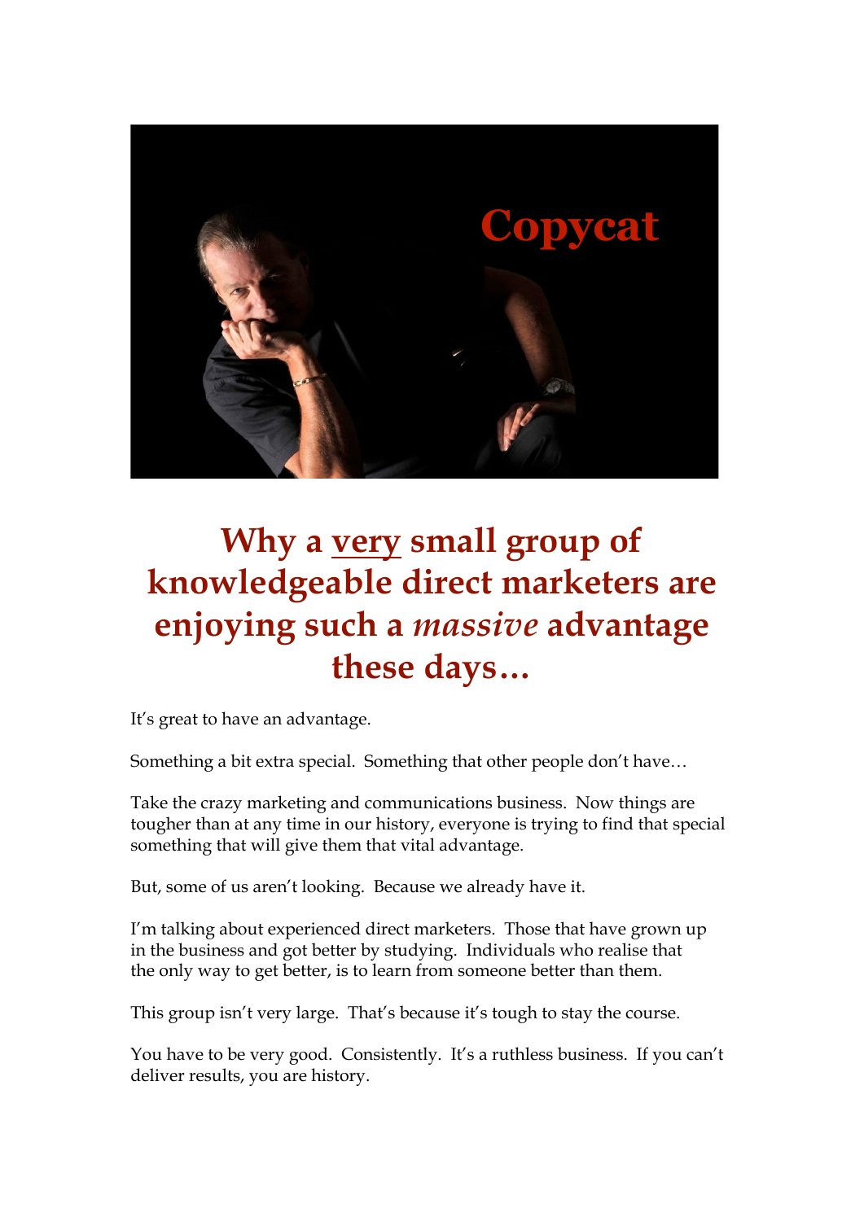Copycat

# Why a <u>very</u> small group of knowledgeable direct marketers are enjoying such a *massive* advantage these days…

It's great to have an advantage.

Something a bit extra special. Something that other people don't have…

Take the crazy marketing and communications business. Now things are tougher than at any time in our history, everyone is trying to find that special something that will give them that vital advantage.

But, some of us aren't looking. Because we already have it.

I'm talking about experienced direct marketers. Those that have grown up in the business and got better by studying. Individuals who realise that the only way to get better, is to learn from someone better than them.

This group isn't very large. That's because it's tough to stay the course.

You have to be very good. Consistently. It's a ruthless business. If you can't deliver results, you are history.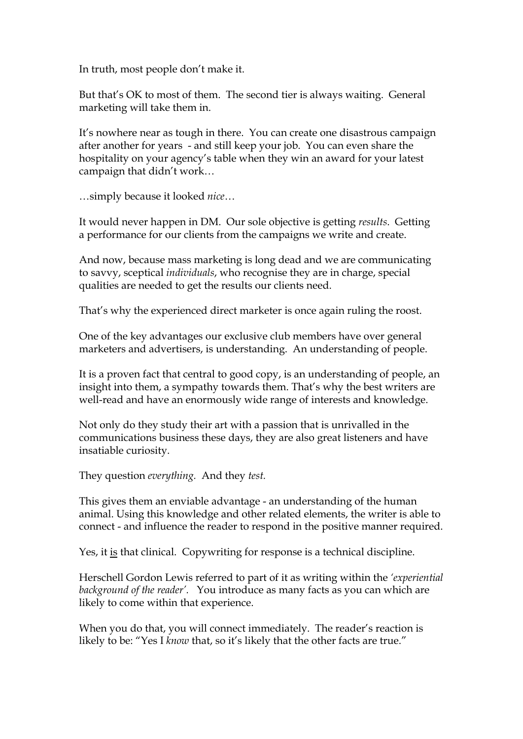In truth, most people don't make it.

But that's OK to most of them. The second tier is always waiting. General marketing will take them in.

It's nowhere near as tough in there. You can create one disastrous campaign after another for years - and still keep your job. You can even share the hospitality on your agency's table when they win an award for your latest campaign that didn't work…

…simply because it looked *nice*…

It would never happen in DM. Our sole objective is getting *results*. Getting a performance for our clients from the campaigns we write and create.

And now, because mass marketing is long dead and we are communicating to savvy, sceptical *individuals*, who recognise they are in charge, special qualities are needed to get the results our clients need.

That's why the experienced direct marketer is once again ruling the roost.

One of the key advantages our exclusive club members have over general marketers and advertisers, is understanding. An understanding of people.

It is a proven fact that central to good copy, is an understanding of people, an insight into them, a sympathy towards them. That's why the best writers are well-read and have an enormously wide range of interests and knowledge.

Not only do they study their art with a passion that is unrivalled in the communications business these days, they are also great listeners and have insatiable curiosity.

They question *everything.* And they *test.*

This gives them an enviable advantage - an understanding of the human animal. Using this knowledge and other related elements, the writer is able to connect - and influence the reader to respond in the positive manner required.

Yes, it <u>is</u> that clinical. Copywriting for response is a technical discipline.

Herschell Gordon Lewis referred to part of it as writing within the *'experiential background of the reader'*. You introduce as many facts as you can which are likely to come within that experience.

When you do that, you will connect immediately. The reader's reaction is likely to be: "Yes I *know* that, so it's likely that the other facts are true."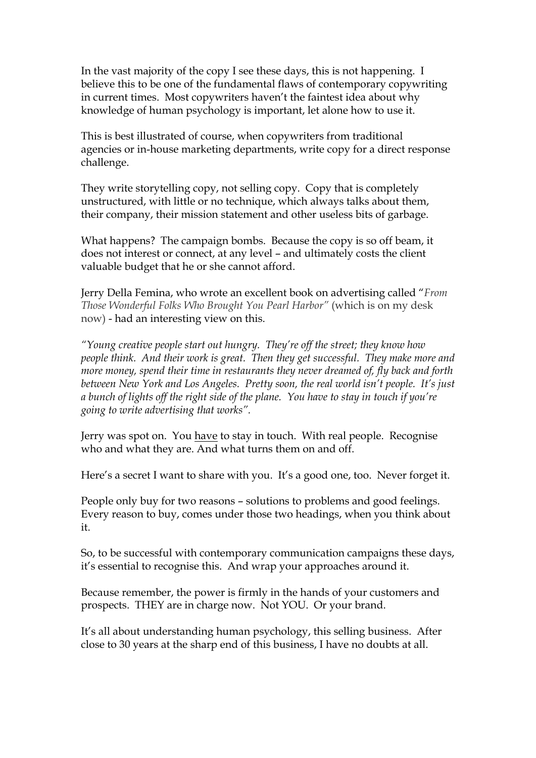In the vast majority of the copy I see these days, this is not happening. I believe this to be one of the fundamental flaws of contemporary copywriting in current times. Most copywriters haven't the faintest idea about why knowledge of human psychology is important, let alone how to use it.

This is best illustrated of course, when copywriters from traditional agencies or in-house marketing departments, write copy for a direct response challenge.

They write storytelling copy, not selling copy. Copy that is completely unstructured, with little or no technique, which always talks about them, their company, their mission statement and other useless bits of garbage.

What happens? The campaign bombs. Because the copy is so off beam, it does not interest or connect, at any level – and ultimately costs the client valuable budget that he or she cannot afford.

Jerry Della Femina, who wrote an excellent book on advertising called "*From Those Wonderful Folks Who Brought You Pearl Harbor"* (which is on my desk now) - had an interesting view on this.

*"Young creative people start out hungry. They're off the street; they know how people think. And their work is great. Then they get successful. They make more and more money, spend their time in restaurants they never dreamed of, fly back and forth between New York and Los Angeles. Pretty soon, the real world isn't people. It's just a bunch of lights off the right side of the plane. You have to stay in touch if you're going to write advertising that works".*

Jerry was spot on. You <u>have</u> to stay in touch. With real people. Recognise who and what they are. And what turns them on and off.

Here's a secret I want to share with you. It's a good one, too. Never forget it.

People only buy for two reasons – solutions to problems and good feelings. Every reason to buy, comes under those two headings, when you think about it.

So, to be successful with contemporary communication campaigns these days, it's essential to recognise this. And wrap your approaches around it.

Because remember, the power is firmly in the hands of your customers and prospects. THEY are in charge now. Not YOU. Or your brand.

It's all about understanding human psychology, this selling business. After close to 30 years at the sharp end of this business, I have no doubts at all.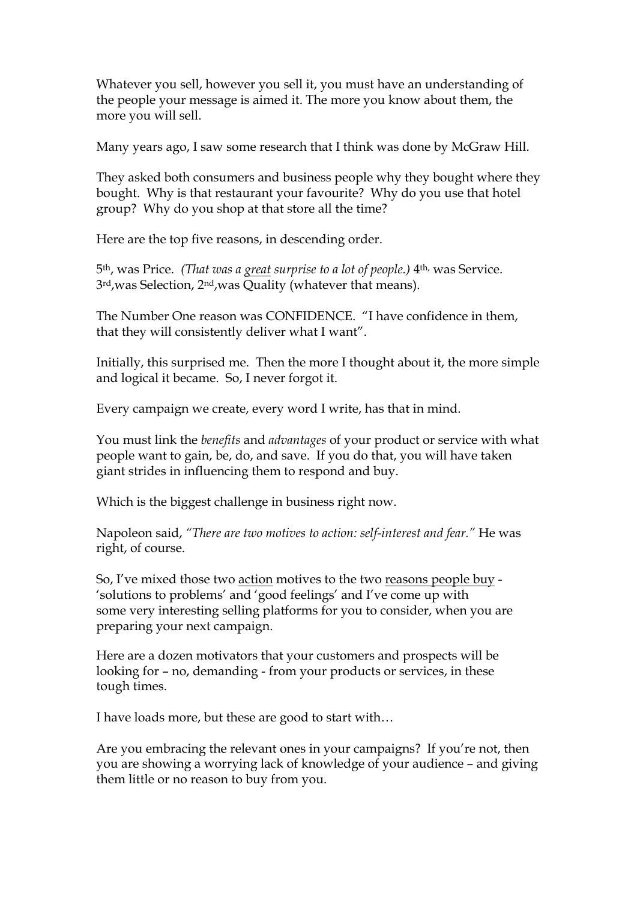Whatever you sell, however you sell it, you must have an understanding of the people your message is aimed it. The more you know about them, the more you will sell.

Many years ago, I saw some research that I think was done by McGraw Hill.

They asked both consumers and business people why they bought where they bought. Why is that restaurant your favourite? Why do you use that hotel group? Why do you shop at that store all the time?

Here are the top five reasons, in descending order.

5th, was Price. *(That was a great surprise to a lot of people.)* 4th, was Service. 3rd,was Selection, 2nd,was Quality (whatever that means).

The Number One reason was CONFIDENCE. "I have confidence in them, that they will consistently deliver what I want".

Initially, this surprised me. Then the more I thought about it, the more simple and logical it became. So, I never forgot it.

Every campaign we create, every word I write, has that in mind.

You must link the *benefits* and *advantages* of your product or service with what people want to gain, be, do, and save. If you do that, you will have taken giant strides in influencing them to respond and buy.

Which is the biggest challenge in business right now.

Napoleon said, *"There are two motives to action: self-interest and fear."* He was right, of course.

So, I've mixed those two action motives to the two reasons people buy - 'solutions to problems' and 'good feelings' and I've come up with some very interesting selling platforms for you to consider, when you are preparing your next campaign.

Here are a dozen motivators that your customers and prospects will be looking for – no, demanding - from your products or services, in these tough times.

I have loads more, but these are good to start with…

Are you embracing the relevant ones in your campaigns? If you're not, then you are showing a worrying lack of knowledge of your audience – and giving them little or no reason to buy from you.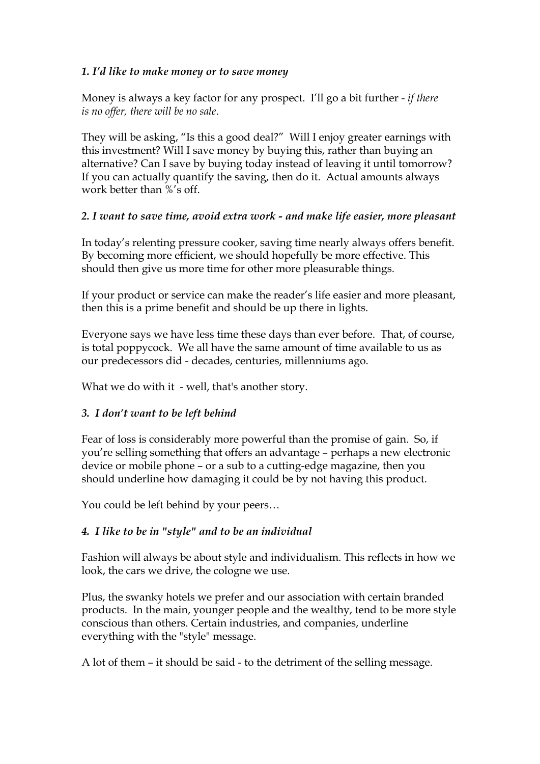*1. I'd like to make money or to save money*

Money is always a key factor for any prospect. I'll go a bit further - *if there is no offer, there will be no sale*.

They will be asking, "Is this a good deal?" Will I enjoy greater earnings with this investment? Will I save money by buying this, rather than buying an alternative? Can I save by buying today instead of leaving it until tomorrow? If you can actually quantify the saving, then do it. Actual amounts always work better than %'s off.

*2. I want to save time, avoid extra work - and make life easier, more pleasant*

In today's relenting pressure cooker, saving time nearly always offers benefit. By becoming more efficient, we should hopefully be more effective. This should then give us more time for other more pleasurable things.

If your product or service can make the reader's life easier and more pleasant, then this is a prime benefit and should be up there in lights.

Everyone says we have less time these days than ever before. That, of course, is total poppycock. We all have the same amount of time available to us as our predecessors did - decades, centuries, millenniums ago.

What we do with it - well, that's another story.

*3. I don't want to be left behind*

Fear of loss is considerably more powerful than the promise of gain. So, if you're selling something that offers an advantage – perhaps a new electronic device or mobile phone – or a sub to a cutting-edge magazine, then you should underline how damaging it could be by not having this product.

You could be left behind by your peers…

*4. I like to be in "style" and to be an individual*

Fashion will always be about style and individualism. This reflects in how we look, the cars we drive, the cologne we use.

Plus, the swanky hotels we prefer and our association with certain branded products. In the main, younger people and the wealthy, tend to be more style conscious than others. Certain industries, and companies, underline everything with the "style" message.

A lot of them – it should be said - to the detriment of the selling message.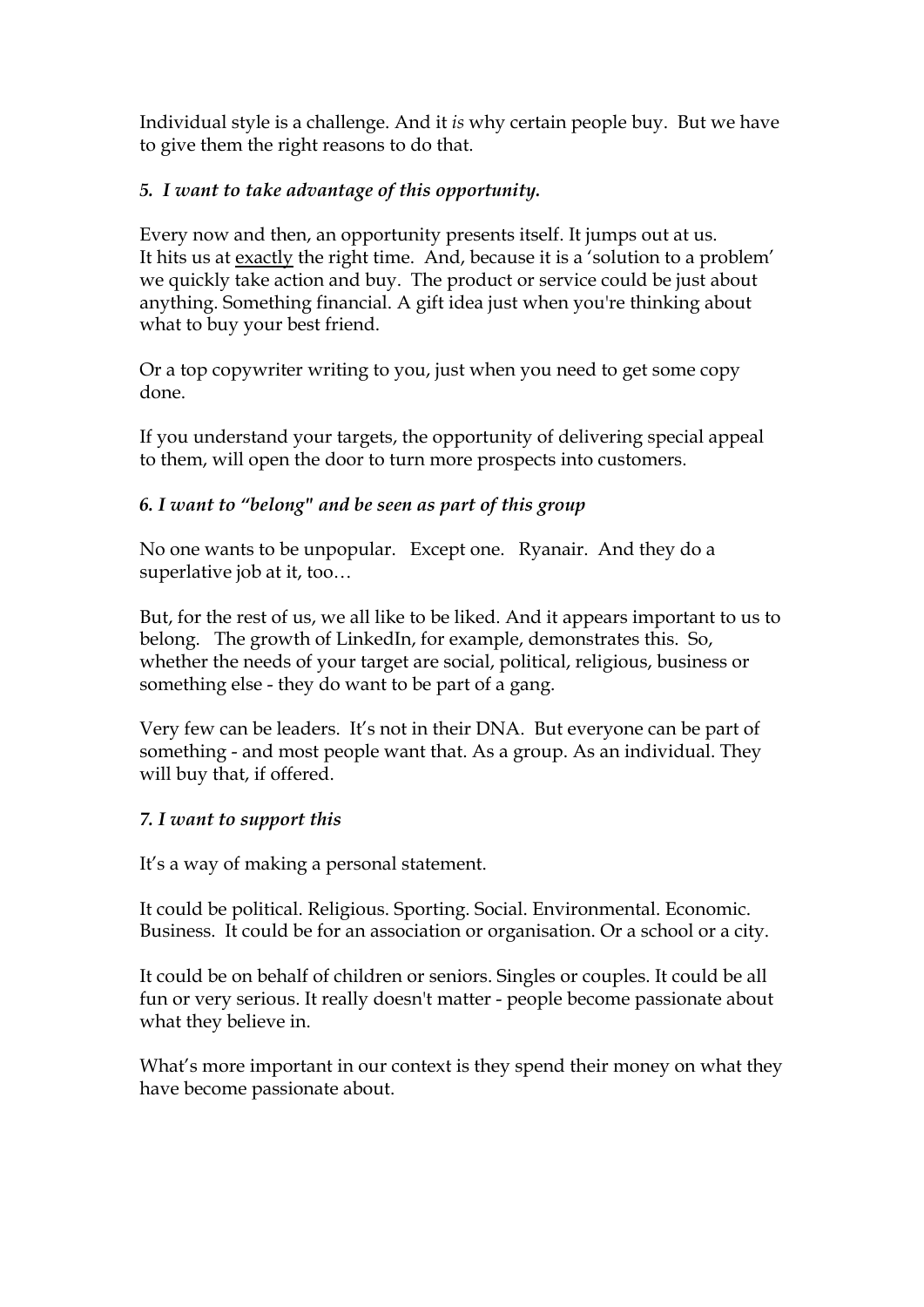Individual style is a challenge. And it *is* why certain people buy. But we have to give them the right reasons to do that.

***5. I want to take advantage of this opportunity.***

Every now and then, an opportunity presents itself. It jumps out at us. It hits us at exactly the right time. And, because it is a 'solution to a problem' we quickly take action and buy. The product or service could be just about anything. Something financial. A gift idea just when you're thinking about what to buy your best friend.

Or a top copywriter writing to you, just when you need to get some copy done.

If you understand your targets, the opportunity of delivering special appeal to them, will open the door to turn more prospects into customers.

***6. I want to "belong" and be seen as part of this group***

No one wants to be unpopular. Except one. Ryanair. And they do a superlative job at it, too…

But, for the rest of us, we all like to be liked. And it appears important to us to belong. The growth of LinkedIn, for example, demonstrates this. So, whether the needs of your target are social, political, religious, business or something else - they do want to be part of a gang.

Very few can be leaders. It's not in their DNA. But everyone can be part of something - and most people want that. As a group. As an individual. They will buy that, if offered.

***7. I want to support this***

It's a way of making a personal statement.

It could be political. Religious. Sporting. Social. Environmental. Economic. Business. It could be for an association or organisation. Or a school or a city.

It could be on behalf of children or seniors. Singles or couples. It could be all fun or very serious. It really doesn't matter - people become passionate about what they believe in.

What's more important in our context is they spend their money on what they have become passionate about.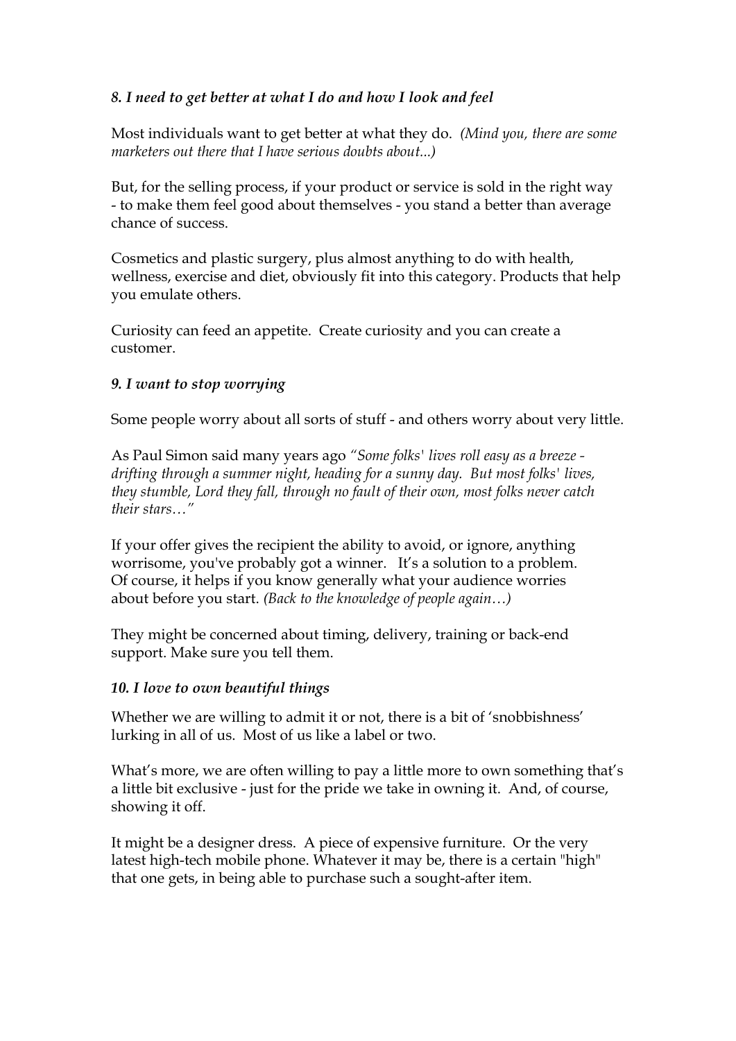### *8. I need to get better at what I do and how I look and feel*

Most individuals want to get better at what they do. *(Mind you, there are some marketers out there that I have serious doubts about...)*

But, for the selling process, if your product or service is sold in the right way - to make them feel good about themselves - you stand a better than average chance of success.

Cosmetics and plastic surgery, plus almost anything to do with health, wellness, exercise and diet, obviously fit into this category. Products that help you emulate others.

Curiosity can feed an appetite. Create curiosity and you can create a customer.

### *9. I want to stop worrying*

Some people worry about all sorts of stuff - and others worry about very little.

As Paul Simon said many years ago *"Some folks' lives roll easy as a breeze - drifting through a summer night, heading for a sunny day. But most folks' lives, they stumble, Lord they fall, through no fault of their own, most folks never catch their stars…"*

If your offer gives the recipient the ability to avoid, or ignore, anything worrisome, you've probably got a winner. It's a solution to a problem. Of course, it helps if you know generally what your audience worries about before you start. *(Back to the knowledge of people again…)*

They might be concerned about timing, delivery, training or back-end support. Make sure you tell them.

### *10. I love to own beautiful things*

Whether we are willing to admit it or not, there is a bit of 'snobbishness' lurking in all of us. Most of us like a label or two.

What's more, we are often willing to pay a little more to own something that's a little bit exclusive - just for the pride we take in owning it. And, of course, showing it off.

It might be a designer dress. A piece of expensive furniture. Or the very latest high-tech mobile phone. Whatever it may be, there is a certain "high" that one gets, in being able to purchase such a sought-after item.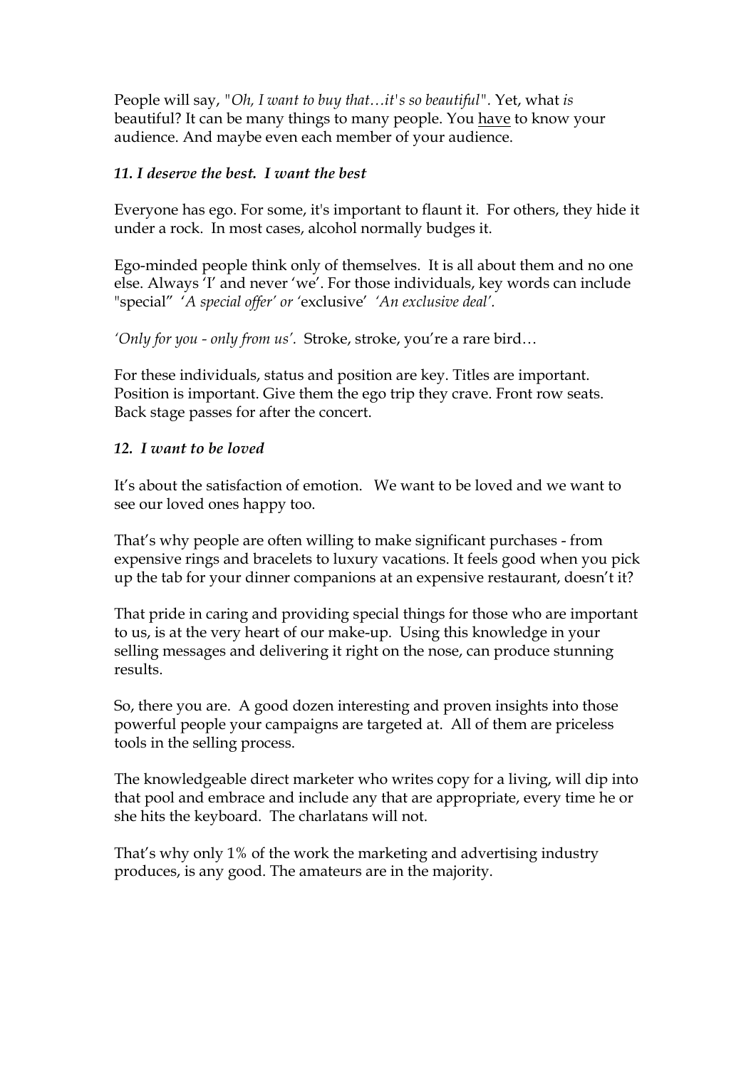People will say, "*Oh, I want to buy that…it's so beautiful*". Yet, what *is* beautiful? It can be many things to many people. You <u>have</u> to know your audience. And maybe even each member of your audience.

***11. I deserve the best. I want the best***

Everyone has ego. For some, it's important to flaunt it. For others, they hide it under a rock. In most cases, alcohol normally budges it.

Ego-minded people think only of themselves. It is all about them and no one else. Always 'I' and never 'we'. For those individuals, key words can include "special" *'A special offer' or* 'exclusive' *'An exclusive deal'.*

*'Only for you - only from us'.* Stroke, stroke, you're a rare bird…

For these individuals, status and position are key. Titles are important. Position is important. Give them the ego trip they crave. Front row seats. Back stage passes for after the concert.

***12. I want to be loved***

It's about the satisfaction of emotion. We want to be loved and we want to see our loved ones happy too.

That's why people are often willing to make significant purchases - from expensive rings and bracelets to luxury vacations. It feels good when you pick up the tab for your dinner companions at an expensive restaurant, doesn't it?

That pride in caring and providing special things for those who are important to us, is at the very heart of our make-up. Using this knowledge in your selling messages and delivering it right on the nose, can produce stunning results.

So, there you are. A good dozen interesting and proven insights into those powerful people your campaigns are targeted at. All of them are priceless tools in the selling process.

The knowledgeable direct marketer who writes copy for a living, will dip into that pool and embrace and include any that are appropriate, every time he or she hits the keyboard. The charlatans will not.

That's why only 1% of the work the marketing and advertising industry produces, is any good. The amateurs are in the majority.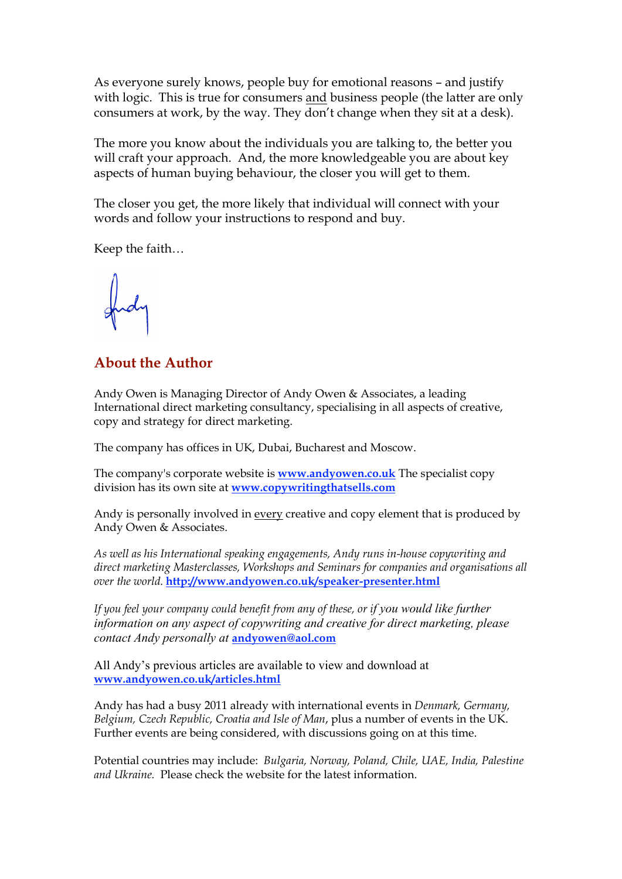As everyone surely knows, people buy for emotional reasons – and justify with logic. This is true for consumers and business people (the latter are only consumers at work, by the way. They don't change when they sit at a desk).

The more you know about the individuals you are talking to, the better you will craft your approach. And, the more knowledgeable you are about key aspects of human buying behaviour, the closer you will get to them.

The closer you get, the more likely that individual will connect with your words and follow your instructions to respond and buy.

Keep the faith…

Andy

## About the Author

Andy Owen is Managing Director of Andy Owen & Associates, a leading International direct marketing consultancy, specialising in all aspects of creative, copy and strategy for direct marketing.

The company has offices in UK, Dubai, Bucharest and Moscow.

The company's corporate website is **www.andyowen.co.uk** The specialist copy division has its own site at **www.copywritingthatsells.com**

Andy is personally involved in every creative and copy element that is produced by Andy Owen & Associates.

*As well as his International speaking engagements, Andy runs in-house copywriting and direct marketing Masterclasses, Workshops and Seminars for companies and organisations all over the world.* **http://www.andyowen.co.uk/speaker-presenter.html**

*If you feel your company could benefit from any of these, or if you would like further information on any aspect of copywriting and creative for direct marketing, please contact Andy personally at* **andyowen@aol.com**

All Andy's previous articles are available to view and download at **www.andyowen.co.uk/articles.html**

Andy has had a busy 2011 already with international events in *Denmark, Germany, Belgium, Czech Republic, Croatia and Isle of Man*, plus a number of events in the UK. Further events are being considered, with discussions going on at this time.

Potential countries may include: *Bulgaria, Norway, Poland, Chile, UAE, India, Palestine and Ukraine.* Please check the website for the latest information.